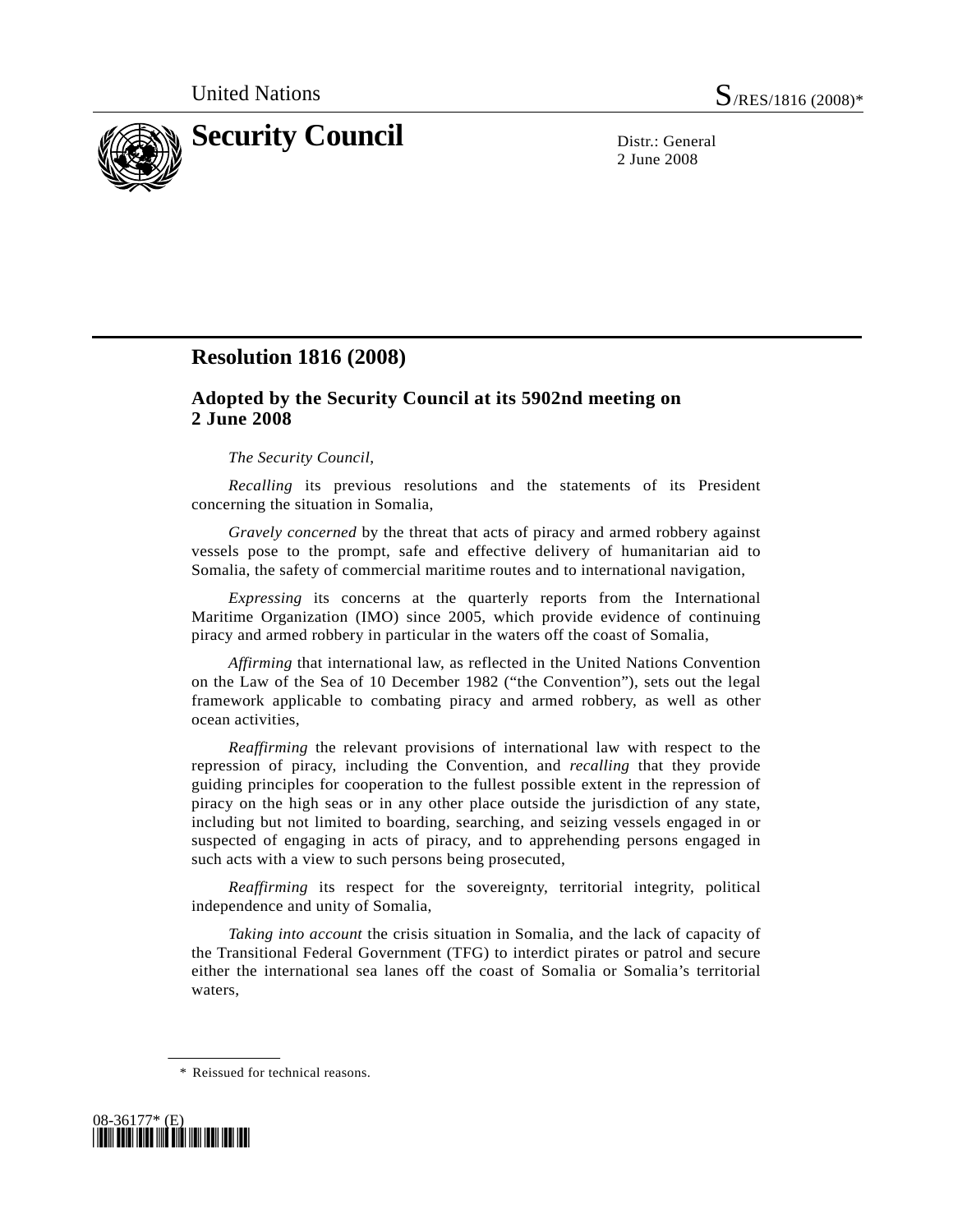United Nations S/RES/1816 (2008)*

# Security Council

Distr.: General
2 June 2008

## Resolution 1816 (2008)

### Adopted by the Security Council at its 5902nd meeting on 2 June 2008

*The Security Council*,

*Recalling* its previous resolutions and the statements of its President concerning the situation in Somalia,

*Gravely concerned* by the threat that acts of piracy and armed robbery against vessels pose to the prompt, safe and effective delivery of humanitarian aid to Somalia, the safety of commercial maritime routes and to international navigation,

*Expressing* its concerns at the quarterly reports from the International Maritime Organization (IMO) since 2005, which provide evidence of continuing piracy and armed robbery in particular in the waters off the coast of Somalia,

*Affirming* that international law, as reflected in the United Nations Convention on the Law of the Sea of 10 December 1982 ("the Convention"), sets out the legal framework applicable to combating piracy and armed robbery, as well as other ocean activities,

*Reaffirming* the relevant provisions of international law with respect to the repression of piracy, including the Convention, and *recalling* that they provide guiding principles for cooperation to the fullest possible extent in the repression of piracy on the high seas or in any other place outside the jurisdiction of any state, including but not limited to boarding, searching, and seizing vessels engaged in or suspected of engaging in acts of piracy, and to apprehending persons engaged in such acts with a view to such persons being prosecuted,

*Reaffirming* its respect for the sovereignty, territorial integrity, political independence and unity of Somalia,

*Taking into account* the crisis situation in Somalia, and the lack of capacity of the Transitional Federal Government (TFG) to interdict pirates or patrol and secure either the international sea lanes off the coast of Somalia or Somalia's territorial waters,

\* Reissued for technical reasons.

08-36177* (E)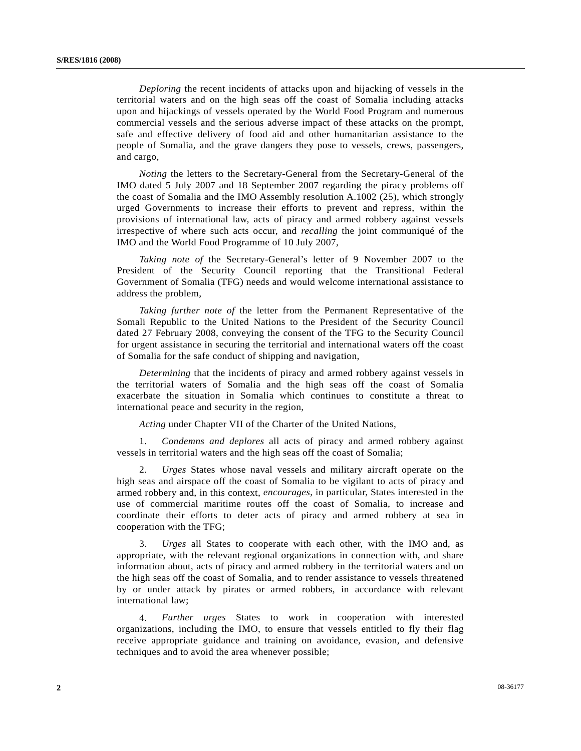*Deploring* the recent incidents of attacks upon and hijacking of vessels in the territorial waters and on the high seas off the coast of Somalia including attacks upon and hijackings of vessels operated by the World Food Program and numerous commercial vessels and the serious adverse impact of these attacks on the prompt, safe and effective delivery of food aid and other humanitarian assistance to the people of Somalia, and the grave dangers they pose to vessels, crews, passengers, and cargo,

*Noting* the letters to the Secretary-General from the Secretary-General of the IMO dated 5 July 2007 and 18 September 2007 regarding the piracy problems off the coast of Somalia and the IMO Assembly resolution A.1002 (25), which strongly urged Governments to increase their efforts to prevent and repress, within the provisions of international law, acts of piracy and armed robbery against vessels irrespective of where such acts occur, and *recalling* the joint communiqué of the IMO and the World Food Programme of 10 July 2007,

*Taking note of* the Secretary-General's letter of 9 November 2007 to the President of the Security Council reporting that the Transitional Federal Government of Somalia (TFG) needs and would welcome international assistance to address the problem,

*Taking further note of* the letter from the Permanent Representative of the Somali Republic to the United Nations to the President of the Security Council dated 27 February 2008, conveying the consent of the TFG to the Security Council for urgent assistance in securing the territorial and international waters off the coast of Somalia for the safe conduct of shipping and navigation,

*Determining* that the incidents of piracy and armed robbery against vessels in the territorial waters of Somalia and the high seas off the coast of Somalia exacerbate the situation in Somalia which continues to constitute a threat to international peace and security in the region,

*Acting* under Chapter VII of the Charter of the United Nations,

1. *Condemns and deplores* all acts of piracy and armed robbery against vessels in territorial waters and the high seas off the coast of Somalia;

2. *Urges* States whose naval vessels and military aircraft operate on the high seas and airspace off the coast of Somalia to be vigilant to acts of piracy and armed robbery and, in this context, *encourages*, in particular, States interested in the use of commercial maritime routes off the coast of Somalia, to increase and coordinate their efforts to deter acts of piracy and armed robbery at sea in cooperation with the TFG;

3. *Urges* all States to cooperate with each other, with the IMO and, as appropriate, with the relevant regional organizations in connection with, and share information about, acts of piracy and armed robbery in the territorial waters and on the high seas off the coast of Somalia, and to render assistance to vessels threatened by or under attack by pirates or armed robbers, in accordance with relevant international law;

4. *Further urges* States to work in cooperation with interested organizations, including the IMO, to ensure that vessels entitled to fly their flag receive appropriate guidance and training on avoidance, evasion, and defensive techniques and to avoid the area whenever possible;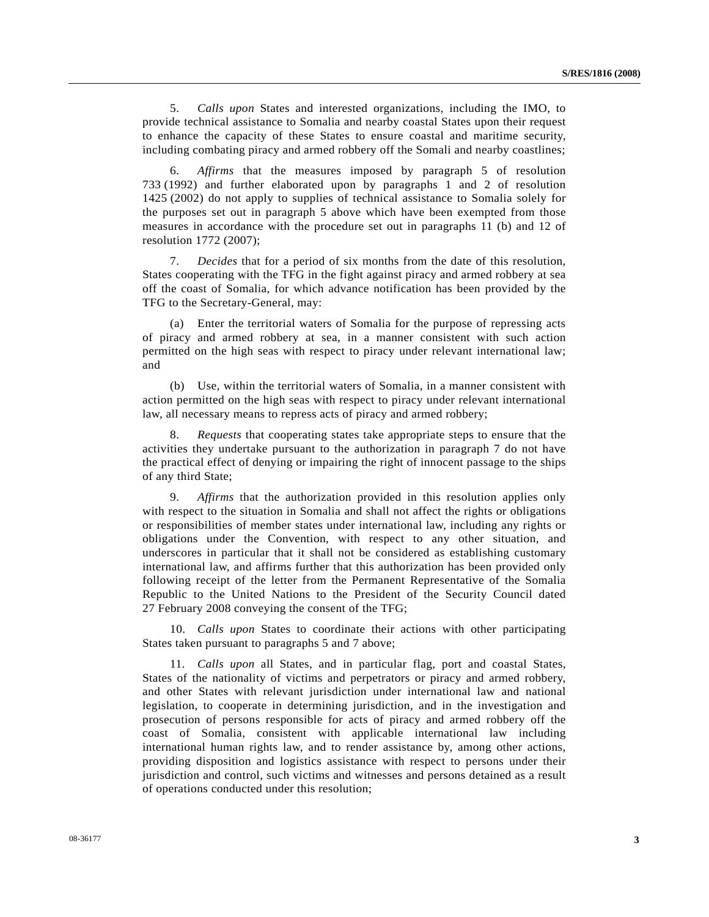5. *Calls upon* States and interested organizations, including the IMO, to provide technical assistance to Somalia and nearby coastal States upon their request to enhance the capacity of these States to ensure coastal and maritime security, including combating piracy and armed robbery off the Somali and nearby coastlines;

6. *Affirms* that the measures imposed by paragraph 5 of resolution 733 (1992) and further elaborated upon by paragraphs 1 and 2 of resolution 1425 (2002) do not apply to supplies of technical assistance to Somalia solely for the purposes set out in paragraph 5 above which have been exempted from those measures in accordance with the procedure set out in paragraphs 11 (b) and 12 of resolution 1772 (2007);

7. *Decides* that for a period of six months from the date of this resolution, States cooperating with the TFG in the fight against piracy and armed robbery at sea off the coast of Somalia, for which advance notification has been provided by the TFG to the Secretary-General, may:

(a) Enter the territorial waters of Somalia for the purpose of repressing acts of piracy and armed robbery at sea, in a manner consistent with such action permitted on the high seas with respect to piracy under relevant international law; and

(b) Use, within the territorial waters of Somalia, in a manner consistent with action permitted on the high seas with respect to piracy under relevant international law, all necessary means to repress acts of piracy and armed robbery;

8. *Requests* that cooperating states take appropriate steps to ensure that the activities they undertake pursuant to the authorization in paragraph 7 do not have the practical effect of denying or impairing the right of innocent passage to the ships of any third State;

9. *Affirms* that the authorization provided in this resolution applies only with respect to the situation in Somalia and shall not affect the rights or obligations or responsibilities of member states under international law, including any rights or obligations under the Convention, with respect to any other situation, and underscores in particular that it shall not be considered as establishing customary international law, and affirms further that this authorization has been provided only following receipt of the letter from the Permanent Representative of the Somalia Republic to the United Nations to the President of the Security Council dated 27 February 2008 conveying the consent of the TFG;

10. *Calls upon* States to coordinate their actions with other participating States taken pursuant to paragraphs 5 and 7 above;

11. *Calls upon* all States, and in particular flag, port and coastal States, States of the nationality of victims and perpetrators or piracy and armed robbery, and other States with relevant jurisdiction under international law and national legislation, to cooperate in determining jurisdiction, and in the investigation and prosecution of persons responsible for acts of piracy and armed robbery off the coast of Somalia, consistent with applicable international law including international human rights law, and to render assistance by, among other actions, providing disposition and logistics assistance with respect to persons under their jurisdiction and control, such victims and witnesses and persons detained as a result of operations conducted under this resolution;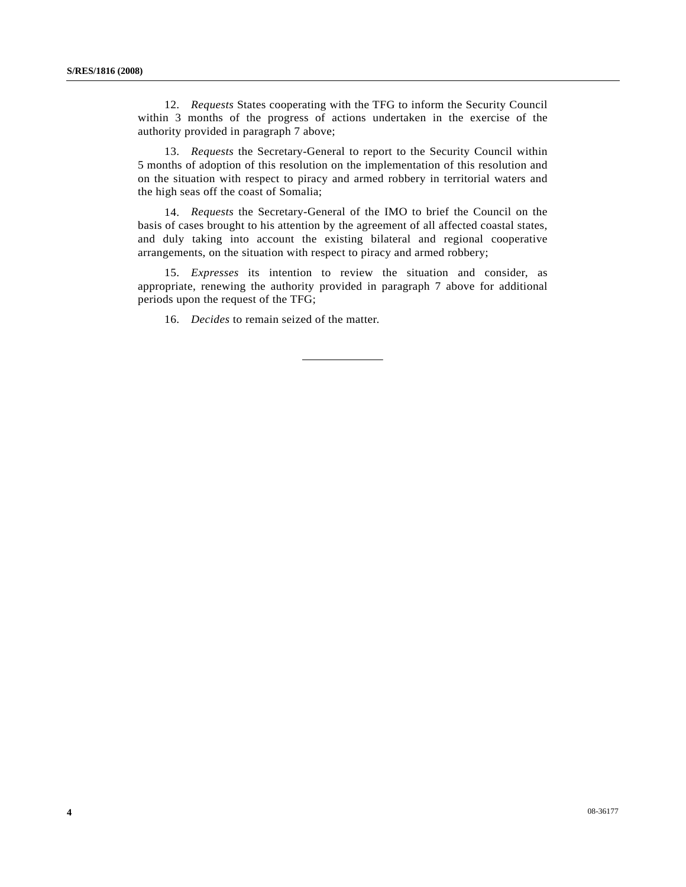12. *Requests* States cooperating with the TFG to inform the Security Council within 3 months of the progress of actions undertaken in the exercise of the authority provided in paragraph 7 above;

13. *Requests* the Secretary-General to report to the Security Council within 5 months of adoption of this resolution on the implementation of this resolution and on the situation with respect to piracy and armed robbery in territorial waters and the high seas off the coast of Somalia;

14. *Requests* the Secretary-General of the IMO to brief the Council on the basis of cases brought to his attention by the agreement of all affected coastal states, and duly taking into account the existing bilateral and regional cooperative arrangements, on the situation with respect to piracy and armed robbery;

15. *Expresses* its intention to review the situation and consider, as appropriate, renewing the authority provided in paragraph 7 above for additional periods upon the request of the TFG;

16. *Decides* to remain seized of the matter.